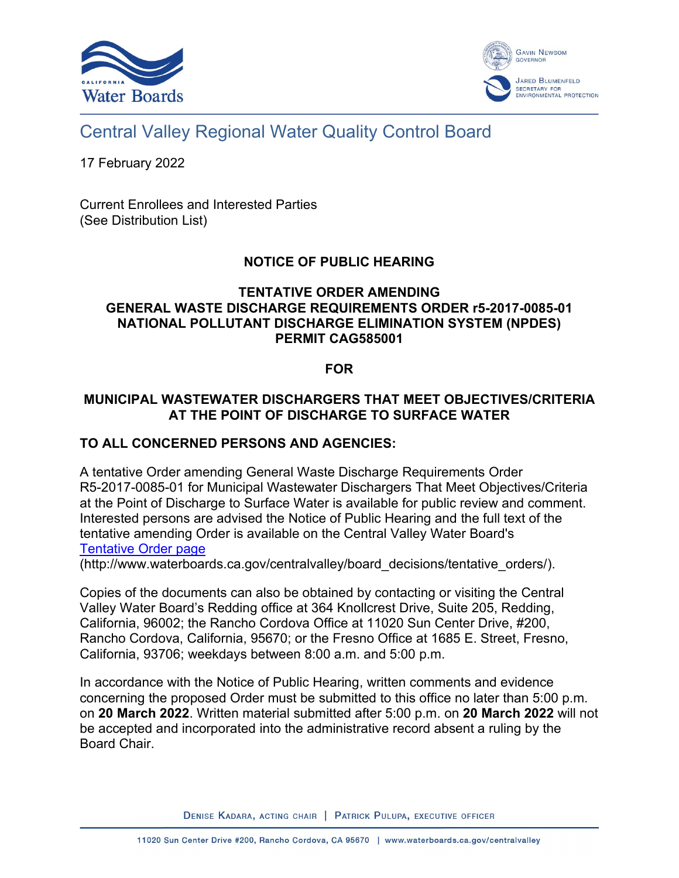Central Valley Regional Water Quality Control Board

17 February 2022

Current Enrollees and Interested Parties
(See Distribution List)

**NOTICE OF PUBLIC HEARING**

**TENTATIVE ORDER AMENDING**
**GENERAL WASTE DISCHARGE REQUIREMENTS ORDER r5-2017-0085-01**
**NATIONAL POLLUTANT DISCHARGE ELIMINATION SYSTEM (NPDES)**
**PERMIT CAG585001**

**FOR**

**MUNICIPAL WASTEWATER DISCHARGERS THAT MEET OBJECTIVES/CRITERIA AT THE POINT OF DISCHARGE TO SURFACE WATER**

**TO ALL CONCERNED PERSONS AND AGENCIES:**

A tentative Order amending General Waste Discharge Requirements Order R5-2017-0085-01 for Municipal Wastewater Dischargers That Meet Objectives/Criteria at the Point of Discharge to Surface Water is available for public review and comment. Interested persons are advised the Notice of Public Hearing and the full text of the tentative amending Order is available on the Central Valley Water Board's Tentative Order page (http://www.waterboards.ca.gov/centralvalley/board_decisions/tentative_orders/).

Copies of the documents can also be obtained by contacting or visiting the Central Valley Water Board's Redding office at 364 Knollcrest Drive, Suite 205, Redding, California, 96002; the Rancho Cordova Office at 11020 Sun Center Drive, #200, Rancho Cordova, California, 95670; or the Fresno Office at 1685 E. Street, Fresno, California, 93706; weekdays between 8:00 a.m. and 5:00 p.m.

In accordance with the Notice of Public Hearing, written comments and evidence concerning the proposed Order must be submitted to this office no later than 5:00 p.m. on **20 March 2022**. Written material submitted after 5:00 p.m. on **20 March 2022** will not be accepted and incorporated into the administrative record absent a ruling by the Board Chair.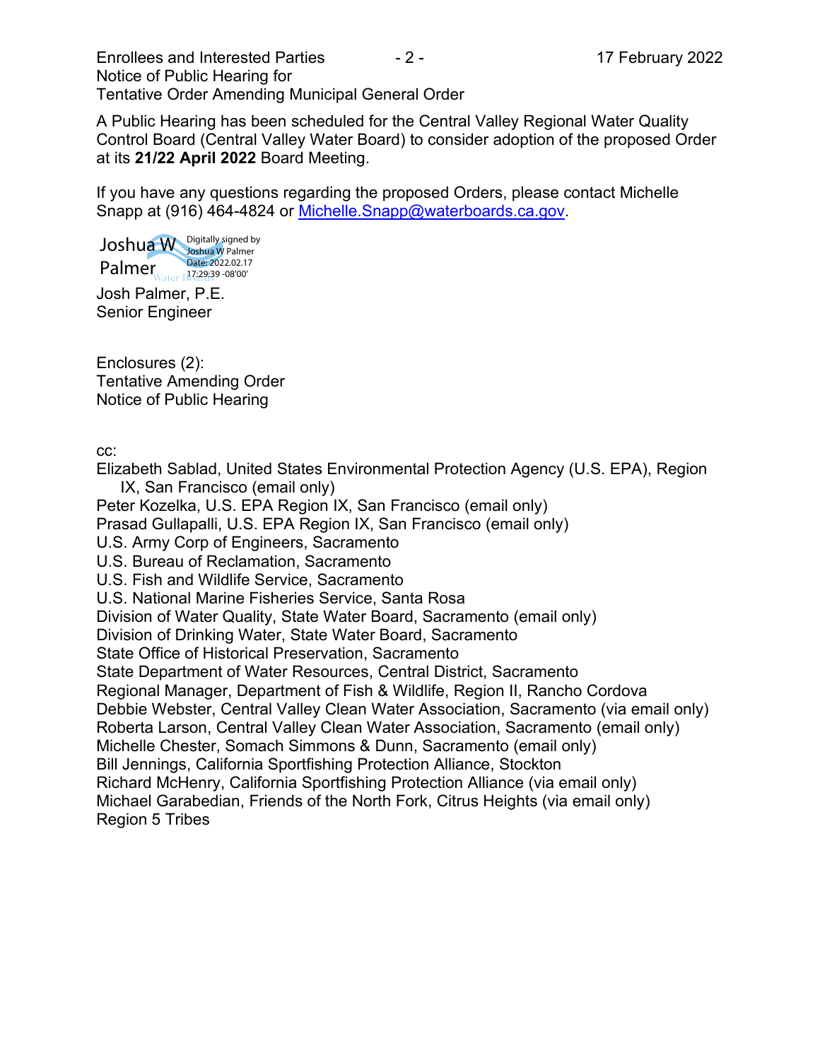A Public Hearing has been scheduled for the Central Valley Regional Water Quality Control Board (Central Valley Water Board) to consider adoption of the proposed Order at its **21/22 April 2022** Board Meeting.

If you have any questions regarding the proposed Orders, please contact Michelle Snapp at (916) 464-4824 or Michelle.Snapp@waterboards.ca.gov.

Joshua W Palmer
Digitally signed by Joshua W Palmer
Date: 2022.02.17 17:29:39 -08'00'

Josh Palmer, P.E.
Senior Engineer

Enclosures (2):
Tentative Amending Order
Notice of Public Hearing

cc:
Elizabeth Sablad, United States Environmental Protection Agency (U.S. EPA), Region IX, San Francisco (email only)
Peter Kozelka, U.S. EPA Region IX, San Francisco (email only)
Prasad Gullapalli, U.S. EPA Region IX, San Francisco (email only)
U.S. Army Corp of Engineers, Sacramento
U.S. Bureau of Reclamation, Sacramento
U.S. Fish and Wildlife Service, Sacramento
U.S. National Marine Fisheries Service, Santa Rosa
Division of Water Quality, State Water Board, Sacramento (email only)
Division of Drinking Water, State Water Board, Sacramento
State Office of Historical Preservation, Sacramento
State Department of Water Resources, Central District, Sacramento
Regional Manager, Department of Fish & Wildlife, Region II, Rancho Cordova
Debbie Webster, Central Valley Clean Water Association, Sacramento (via email only)
Roberta Larson, Central Valley Clean Water Association, Sacramento (email only)
Michelle Chester, Somach Simmons & Dunn, Sacramento (email only)
Bill Jennings, California Sportfishing Protection Alliance, Stockton
Richard McHenry, California Sportfishing Protection Alliance (via email only)
Michael Garabedian, Friends of the North Fork, Citrus Heights (via email only)
Region 5 Tribes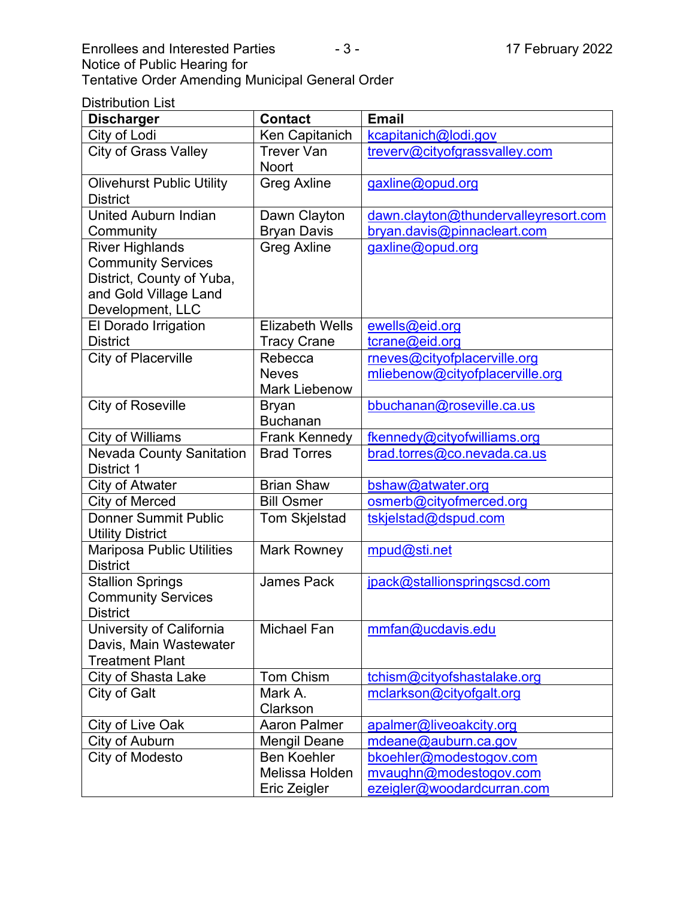Distribution List

| Discharger | Contact | Email |
| --- | --- | --- |
| City of Lodi | Ken Capitanich | kcapitanich@lodi.gov |
| City of Grass Valley | Trever Van Noort | treverv@cityofgrassvalley.com |
| Olivehurst Public Utility District | Greg Axline | gaxline@opud.org |
| United Auburn Indian Community | Dawn Clayton<br>Bryan Davis | dawn.clayton@thundervalleyresort.com<br>bryan.davis@pinnacleart.com |
| River Highlands Community Services District, County of Yuba, and Gold Village Land Development, LLC | Greg Axline | gaxline@opud.org |
| El Dorado Irrigation District | Elizabeth Wells<br>Tracy Crane | ewells@eid.org<br>tcrane@eid.org |
| City of Placerville | Rebecca Neves<br>Mark Liebenow | rneves@cityofplacerville.org<br>mliebenow@cityofplacerville.org |
| City of Roseville | Bryan Buchanan | bbuchanan@roseville.ca.us |
| City of Williams | Frank Kennedy | fkennedy@cityofwilliams.org |
| Nevada County Sanitation District 1 | Brad Torres | brad.torres@co.nevada.ca.us |
| City of Atwater | Brian Shaw | bshaw@atwater.org |
| City of Merced | Bill Osmer | osmerb@cityofmerced.org |
| Donner Summit Public Utility District | Tom Skjelstad | tskjelstad@dspud.com |
| Mariposa Public Utilities District | Mark Rowney | mpud@sti.net |
| Stallion Springs Community Services District | James Pack | jpack@stallionspringscsd.com |
| University of California Davis, Main Wastewater Treatment Plant | Michael Fan | mmfan@ucdavis.edu |
| City of Shasta Lake | Tom Chism | tchism@cityofshastalake.org |
| City of Galt | Mark A. Clarkson | mclarkson@cityofgalt.org |
| City of Live Oak | Aaron Palmer | apalmer@liveoakcity.org |
| City of Auburn | Mengil Deane | mdeane@auburn.ca.gov |
| City of Modesto | Ben Koehler<br>Melissa Holden<br>Eric Zeigler | bkoehler@modestogov.com<br>mvaughn@modestogov.com<br>ezeigler@woodardcurran.com |